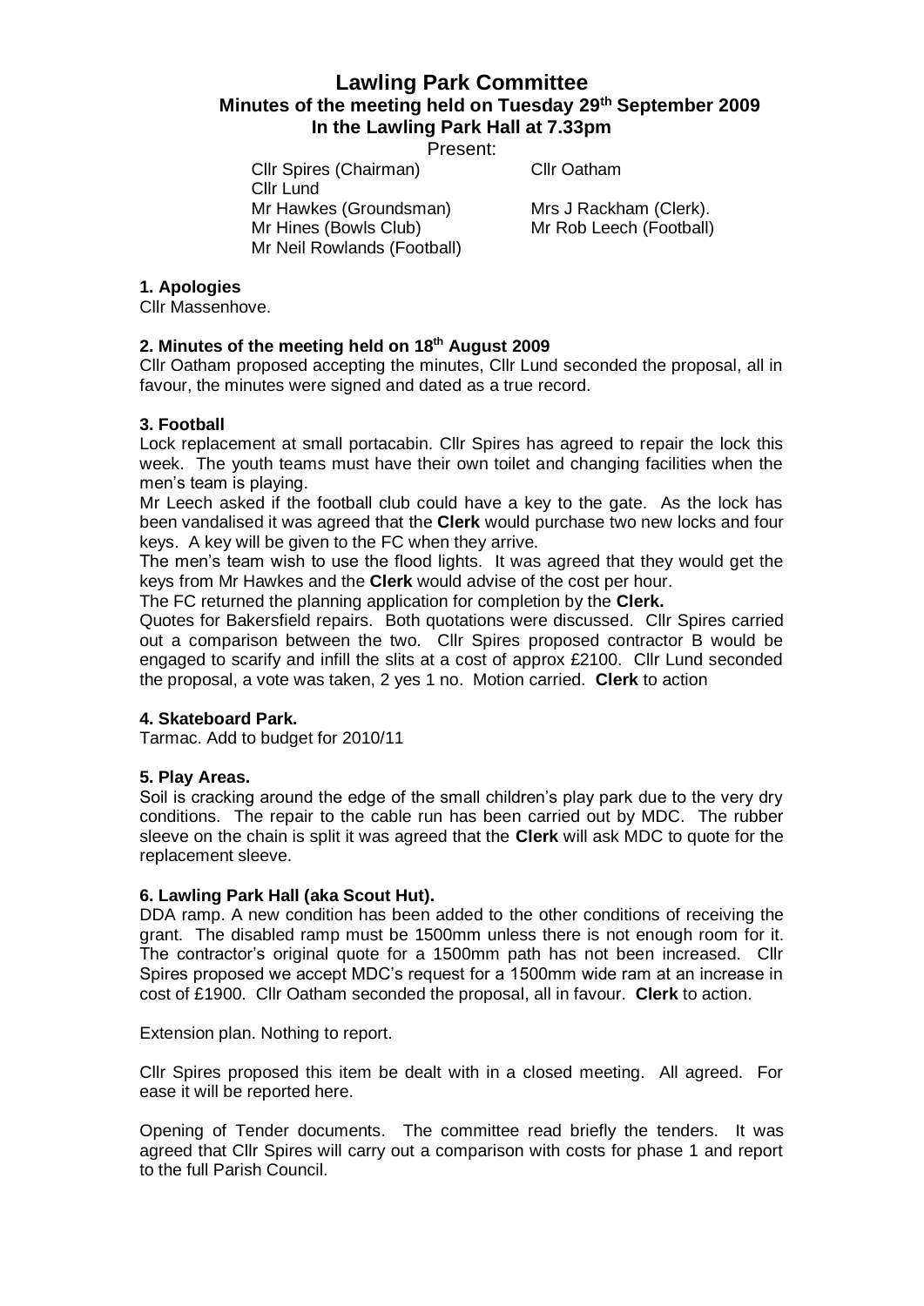# Lawling Park Committee

## Minutes of the meeting held on Tuesday 29th September 2009

## In the Lawling Park Hall at 7.33pm

Present:

Cllr Spires (Chairman)
Cllr Oatham
Cllr Lund
Mr Hawkes (Groundsman)
Mrs J Rackham (Clerk).
Mr Hines (Bowls Club)
Mr Rob Leech (Football)
Mr Neil Rowlands (Football)

**1. Apologies**

Cllr Massenhove.

**2. Minutes of the meeting held on 18th August 2009**

Cllr Oatham proposed accepting the minutes, Cllr Lund seconded the proposal, all in favour, the minutes were signed and dated as a true record.

**3. Football**

Lock replacement at small portacabin. Cllr Spires has agreed to repair the lock this week. The youth teams must have their own toilet and changing facilities when the men's team is playing.

Mr Leech asked if the football club could have a key to the gate. As the lock has been vandalised it was agreed that the **Clerk** would purchase two new locks and four keys. A key will be given to the FC when they arrive.

The men's team wish to use the flood lights. It was agreed that they would get the keys from Mr Hawkes and the **Clerk** would advise of the cost per hour.

The FC returned the planning application for completion by the **Clerk.**

Quotes for Bakersfield repairs. Both quotations were discussed. Cllr Spires carried out a comparison between the two. Cllr Spires proposed contractor B would be engaged to scarify and infill the slits at a cost of approx £2100. Cllr Lund seconded the proposal, a vote was taken, 2 yes 1 no. Motion carried. **Clerk** to action

**4. Skateboard Park.**

Tarmac. Add to budget for 2010/11

**5. Play Areas.**

Soil is cracking around the edge of the small children's play park due to the very dry conditions. The repair to the cable run has been carried out by MDC. The rubber sleeve on the chain is split it was agreed that the **Clerk** will ask MDC to quote for the replacement sleeve.

**6. Lawling Park Hall (aka Scout Hut).**

DDA ramp. A new condition has been added to the other conditions of receiving the grant. The disabled ramp must be 1500mm unless there is not enough room for it. The contractor's original quote for a 1500mm path has not been increased. Cllr Spires proposed we accept MDC's request for a 1500mm wide ram at an increase in cost of £1900. Cllr Oatham seconded the proposal, all in favour. **Clerk** to action.

Extension plan. Nothing to report.

Cllr Spires proposed this item be dealt with in a closed meeting. All agreed. For ease it will be reported here.

Opening of Tender documents. The committee read briefly the tenders. It was agreed that Cllr Spires will carry out a comparison with costs for phase 1 and report to the full Parish Council.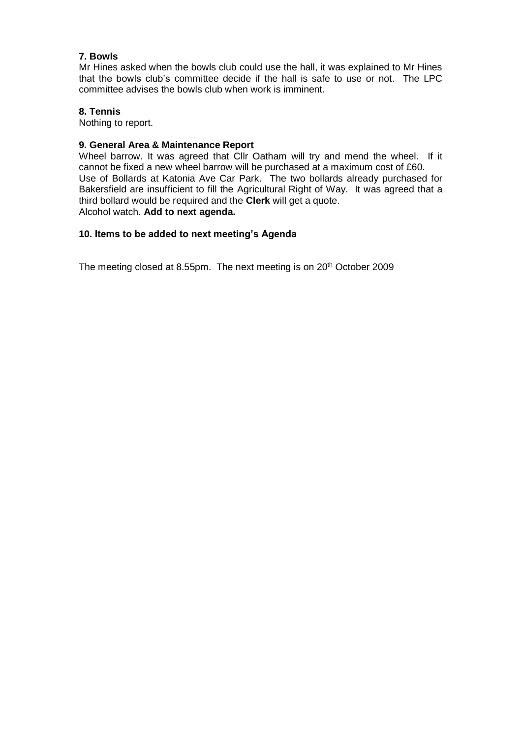**7. Bowls**

Mr Hines asked when the bowls club could use the hall, it was explained to Mr Hines that the bowls club's committee decide if the hall is safe to use or not. The LPC committee advises the bowls club when work is imminent.

**8. Tennis**

Nothing to report.

**9. General Area & Maintenance Report**

Wheel barrow. It was agreed that Cllr Oatham will try and mend the wheel. If it cannot be fixed a new wheel barrow will be purchased at a maximum cost of £60.

Use of Bollards at Katonia Ave Car Park. The two bollards already purchased for Bakersfield are insufficient to fill the Agricultural Right of Way. It was agreed that a third bollard would be required and the **Clerk** will get a quote.

Alcohol watch. **Add to next agenda.**

**10. Items to be added to next meeting's Agenda**

The meeting closed at 8.55pm. The next meeting is on 20th October 2009